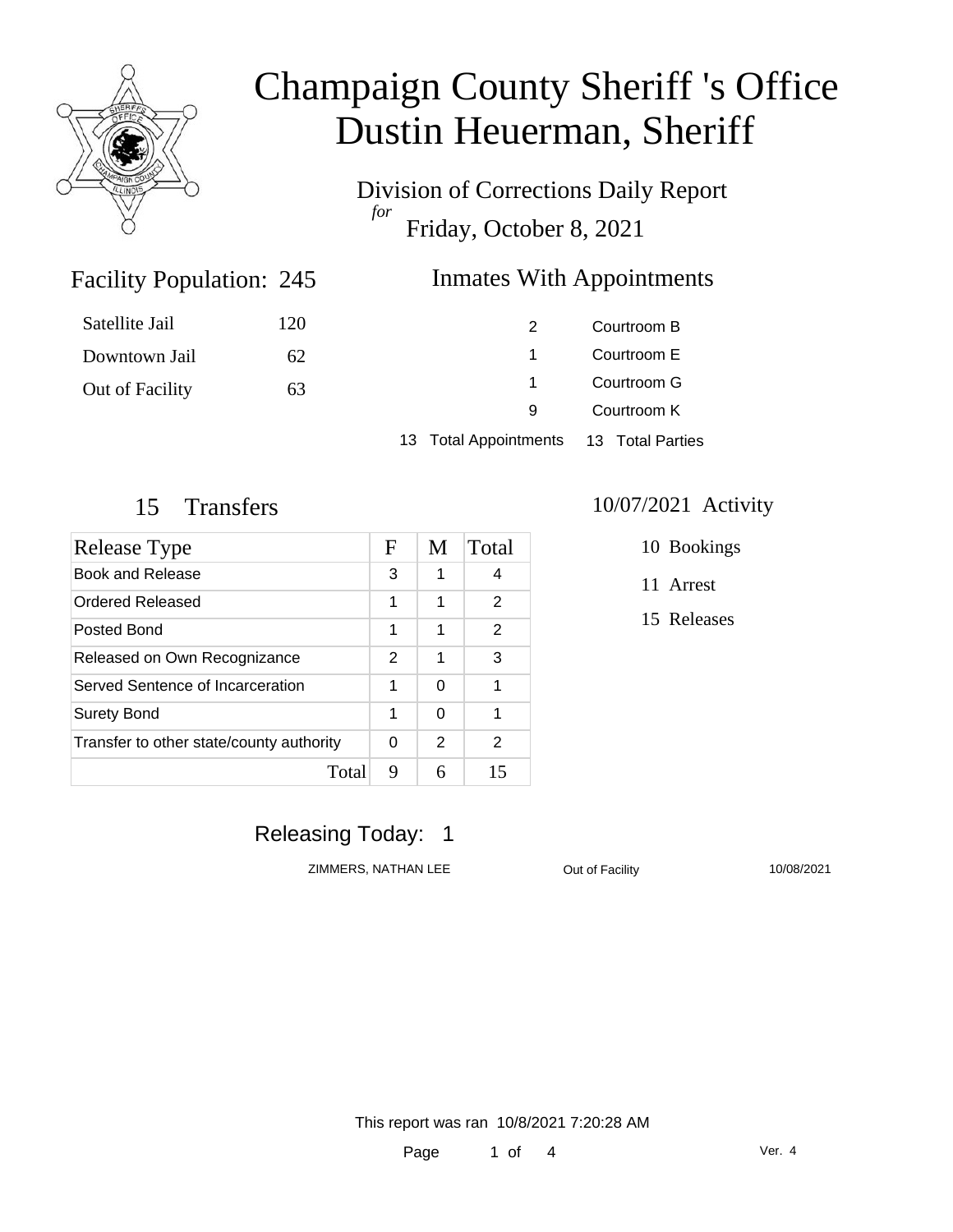# Champaign County Sheriff 's Office
# Dustin Heuerman, Sheriff

Division of Corrections Daily Report
*for*
Friday, October 8, 2021

## Facility Population: 245

| | |
|---|---|
| Satellite Jail | 120 |
| Downtown Jail | 62 |
| Out of Facility | 63 |

## Inmates With Appointments

| | |
|---|---|
| 2 | Courtroom B |
| 1 | Courtroom E |
| 1 | Courtroom G |
| 9 | Courtroom K |
| 13 Total Appointments | 13 Total Parties |

## 15 Transfers

| Release Type | F | M | Total |
|---|---|---|---|
| Book and Release | 3 | 1 | 4 |
| Ordered Released | 1 | 1 | 2 |
| Posted Bond | 1 | 1 | 2 |
| Released on Own Recognizance | 2 | 1 | 3 |
| Served Sentence of Incarceration | 1 | 0 | 1 |
| Surety Bond | 1 | 0 | 1 |
| Transfer to other state/county authority | 0 | 2 | 2 |
| Total | 9 | 6 | 15 |

## 10/07/2021 Activity

10 Bookings

11 Arrest

15 Releases

## Releasing Today: 1

| | | |
|---|---|---|
| ZIMMERS, NATHAN LEE | Out of Facility | 10/08/2021 |

This report was ran 10/8/2021 7:20:28 AM

Ver. 4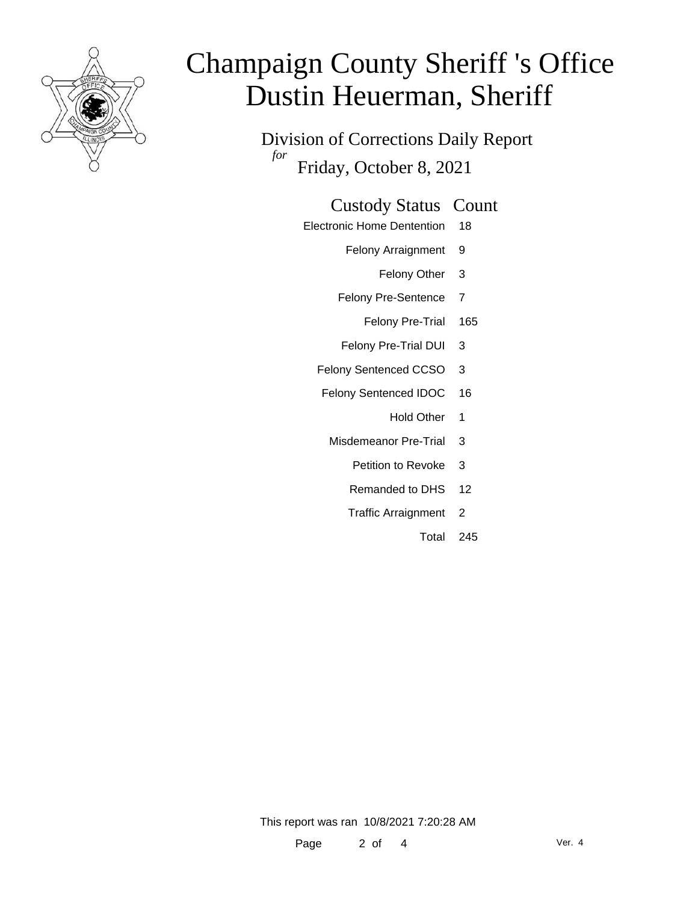# Champaign County Sheriff 's Office
# Dustin Heuerman, Sheriff

Division of Corrections Daily Report
*for*
Friday, October 8, 2021

| Custody Status | Count |
|---|---|
| Electronic Home Dentention | 18 |
| Felony Arraignment | 9 |
| Felony Other | 3 |
| Felony Pre-Sentence | 7 |
| Felony Pre-Trial | 165 |
| Felony Pre-Trial DUI | 3 |
| Felony Sentenced CCSO | 3 |
| Felony Sentenced IDOC | 16 |
| Hold Other | 1 |
| Misdemeanor Pre-Trial | 3 |
| Petition to Revoke | 3 |
| Remanded to DHS | 12 |
| Traffic Arraignment | 2 |
| Total | 245 |

This report was ran 10/8/2021 7:20:28 AM

Ver. 4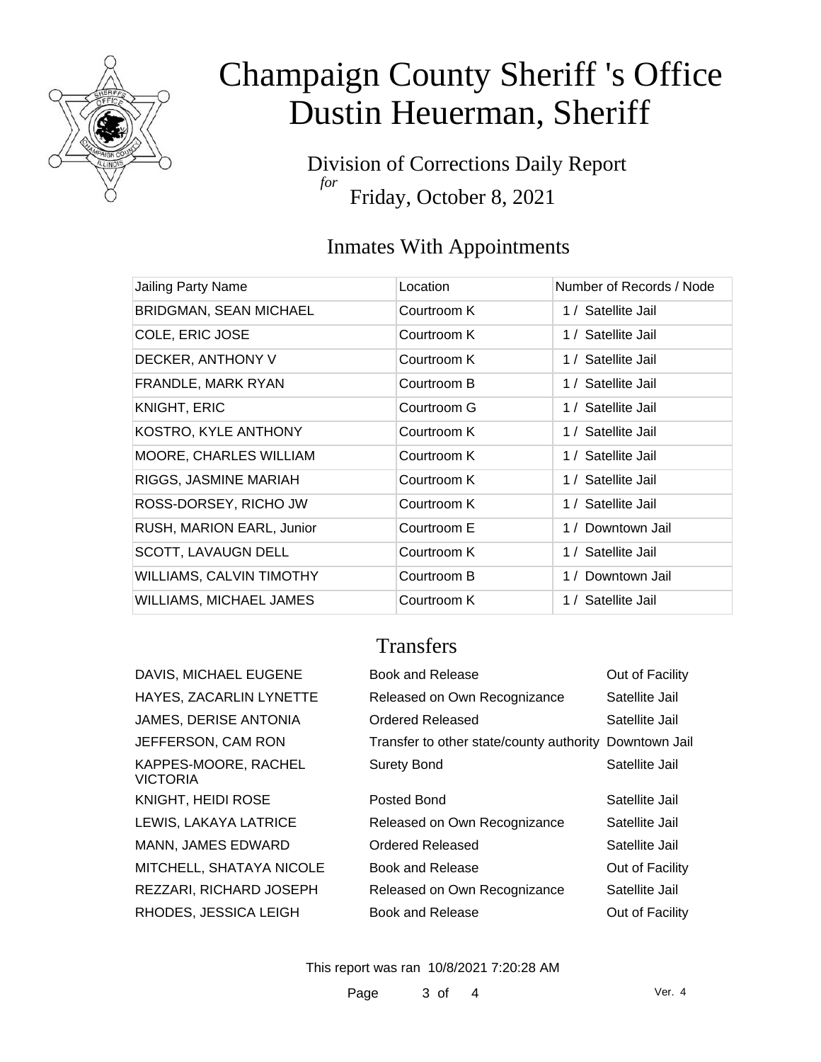# Champaign County Sheriff 's Office
# Dustin Heuerman, Sheriff

Division of Corrections Daily Report
*for*
Friday, October 8, 2021

## Inmates With Appointments

| Jailing Party Name | Location | Number of Records / Node |
|---|---|---|
| BRIDGMAN, SEAN MICHAEL | Courtroom K | 1 / Satellite Jail |
| COLE, ERIC JOSE | Courtroom K | 1 / Satellite Jail |
| DECKER, ANTHONY V | Courtroom K | 1 / Satellite Jail |
| FRANDLE, MARK RYAN | Courtroom B | 1 / Satellite Jail |
| KNIGHT, ERIC | Courtroom G | 1 / Satellite Jail |
| KOSTRO, KYLE ANTHONY | Courtroom K | 1 / Satellite Jail |
| MOORE, CHARLES WILLIAM | Courtroom K | 1 / Satellite Jail |
| RIGGS, JASMINE MARIAH | Courtroom K | 1 / Satellite Jail |
| ROSS-DORSEY, RICHO JW | Courtroom K | 1 / Satellite Jail |
| RUSH, MARION EARL, Junior | Courtroom E | 1 / Downtown Jail |
| SCOTT, LAVAUGN DELL | Courtroom K | 1 / Satellite Jail |
| WILLIAMS, CALVIN TIMOTHY | Courtroom B | 1 / Downtown Jail |
| WILLIAMS, MICHAEL JAMES | Courtroom K | 1 / Satellite Jail |

## Transfers

| | | |
|---|---|---|
| DAVIS, MICHAEL EUGENE | Book and Release | Out of Facility |
| HAYES, ZACARLIN LYNETTE | Released on Own Recognizance | Satellite Jail |
| JAMES, DERISE ANTONIA | Ordered Released | Satellite Jail |
| JEFFERSON, CAM RON | Transfer to other state/county authority | Downtown Jail |
| KAPPES-MOORE, RACHEL VICTORIA | Surety Bond | Satellite Jail |
| KNIGHT, HEIDI ROSE | Posted Bond | Satellite Jail |
| LEWIS, LAKAYA LATRICE | Released on Own Recognizance | Satellite Jail |
| MANN, JAMES EDWARD | Ordered Released | Satellite Jail |
| MITCHELL, SHATAYA NICOLE | Book and Release | Out of Facility |
| REZZARI, RICHARD JOSEPH | Released on Own Recognizance | Satellite Jail |
| RHODES, JESSICA LEIGH | Book and Release | Out of Facility |

This report was ran 10/8/2021 7:20:28 AM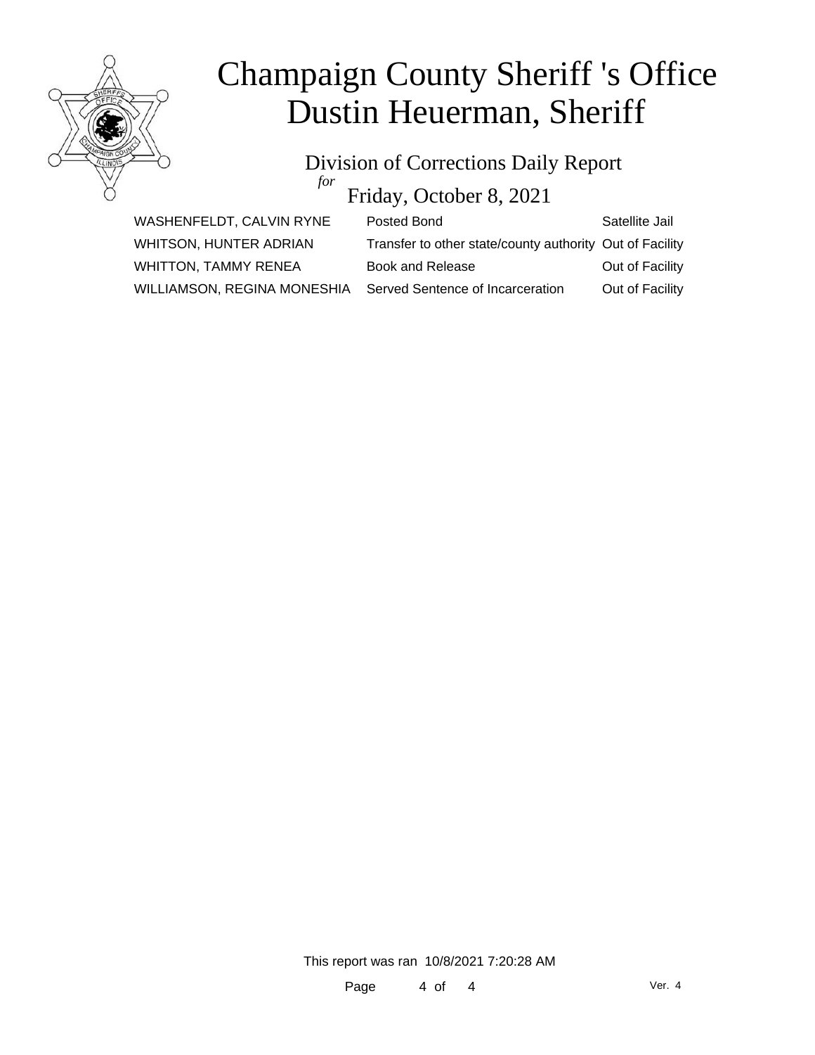# Champaign County Sheriff 's Office
# Dustin Heuerman, Sheriff

## Division of Corrections Daily Report

*for* Friday, October 8, 2021

| | | |
|---|---|---|
| WASHENFELDT, CALVIN RYNE | Posted Bond | Satellite Jail |
| WHITSON, HUNTER ADRIAN | Transfer to other state/county authority | Out of Facility |
| WHITTON, TAMMY RENEA | Book and Release | Out of Facility |
| WILLIAMSON, REGINA MONESHIA | Served Sentence of Incarceration | Out of Facility |

This report was ran 10/8/2021 7:20:28 AM

Ver. 4